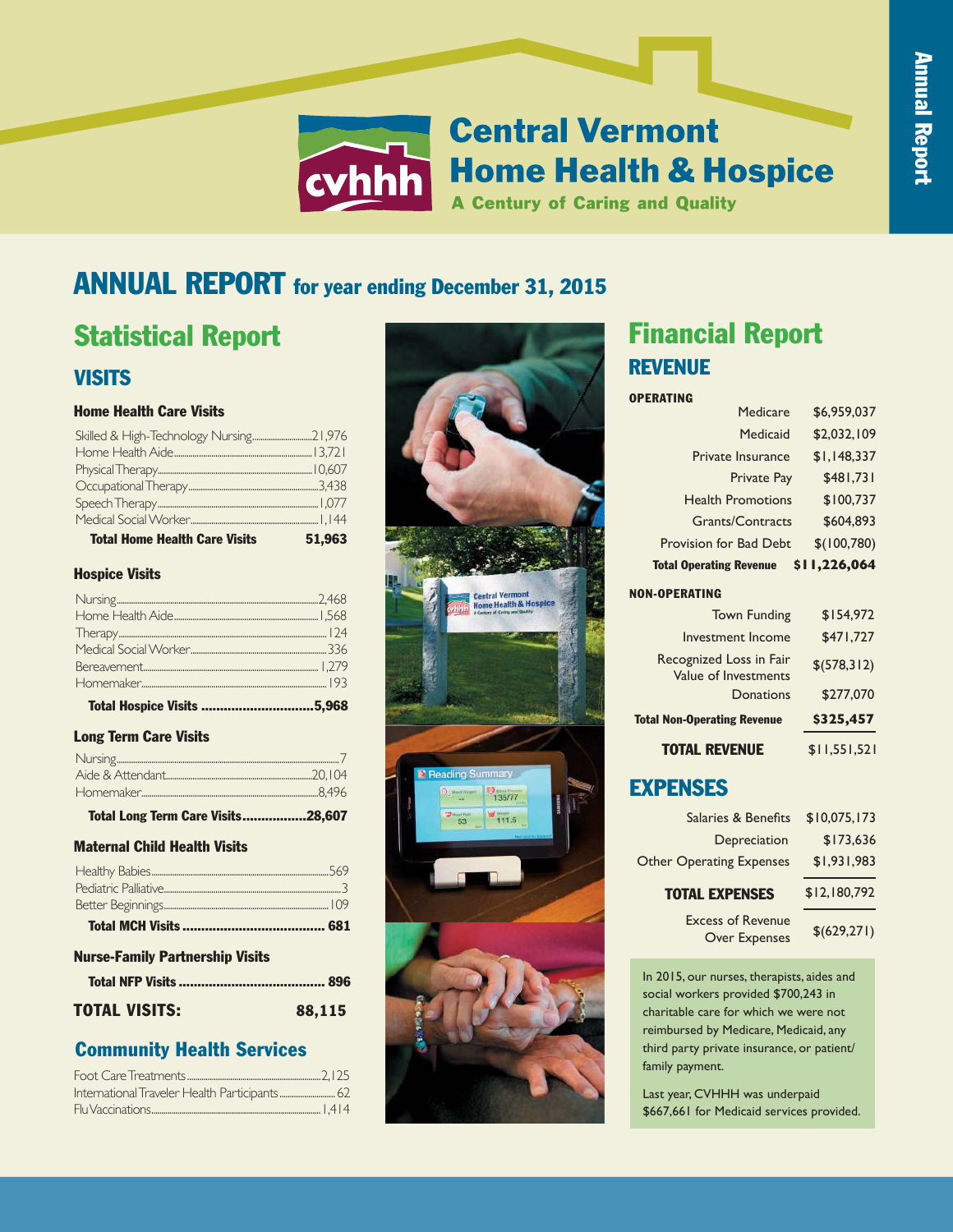# Central Vermont Home Health & Hospice

**A Century of Caring and Quality**

Annual Report

# ANNUAL REPORT for year ending December 31, 2015

## Statistical Report

### VISITS

#### Home Health Care Visits

| | |
|---|---|
| Skilled & High-Technology Nursing | 21,976 |
| Home Health Aide | 13,721 |
| Physical Therapy | 10,607 |
| Occupational Therapy | 3,438 |
| Speech Therapy | 1,077 |
| Medical Social Worker | 1,144 |
| **Total Home Health Care Visits** | **51,963** |

#### Hospice Visits

| | |
|---|---|
| Nursing | 2,468 |
| Home Health Aide | 1,568 |
| Therapy | 124 |
| Medical Social Worker | 336 |
| Bereavement | 1,279 |
| Homemaker | 193 |
| **Total Hospice Visits** | **5,968** |

#### Long Term Care Visits

| | |
|---|---|
| Nursing | 7 |
| Aide & Attendant | 20,104 |
| Homemaker | 8,496 |
| **Total Long Term Care Visits** | **28,607** |

#### Maternal Child Health Visits

| | |
|---|---|
| Healthy Babies | 569 |
| Pediatric Palliative | 3 |
| Better Beginnings | 109 |
| **Total MCH Visits** | **681** |

#### Nurse-Family Partnership Visits

| | |
|---|---|
| **Total NFP Visits** | **896** |

**TOTAL VISITS: 88,115**

### Community Health Services

| | |
|---|---|
| Foot Care Treatments | 2,125 |
| International Traveler Health Participants | 62 |
| Flu Vaccinations | 1,414 |

## Financial Report

### REVENUE

| | |
|---|---|
| **OPERATING** | |
| Medicare | $6,959,037 |
| Medicaid | $2,032,109 |
| Private Insurance | $1,148,337 |
| Private Pay | $481,731 |
| Health Promotions | $100,737 |
| Grants/Contracts | $604,893 |
| Provision for Bad Debt | $(100,780) |
| **Total Operating Revenue** | **$11,226,064** |
| **NON-OPERATING** | |
| Town Funding | $154,972 |
| Investment Income | $471,727 |
| Recognized Loss in Fair Value of Investments | $(578,312) |
| Donations | $277,070 |
| **Total Non-Operating Revenue** | **$325,457** |
| **TOTAL REVENUE** | $11,551,521 |

### EXPENSES

| | |
|---|---|
| Salaries & Benefits | $10,075,173 |
| Depreciation | $173,636 |
| Other Operating Expenses | $1,931,983 |
| **TOTAL EXPENSES** | $12,180,792 |
| Excess of Revenue Over Expenses | $(629,271) |

In 2015, our nurses, therapists, aides and social workers provided $700,243 in charitable care for which we were not reimbursed by Medicare, Medicaid, any third party private insurance, or patient/family payment.

Last year, CVHHH was underpaid $667,661 for Medicaid services provided.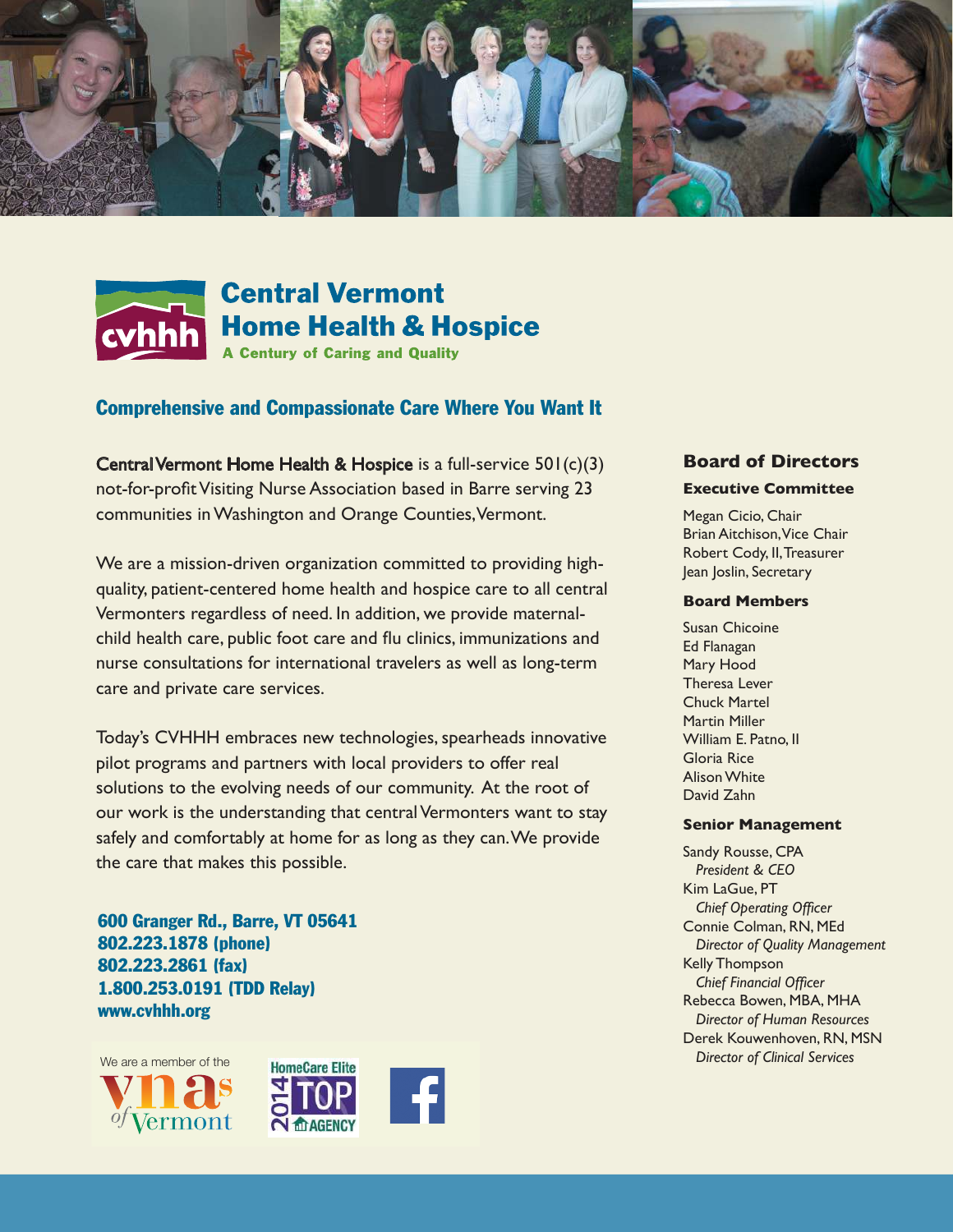# Central Vermont Home Health & Hospice

**A Century of Caring and Quality**

## Comprehensive and Compassionate Care Where You Want It

**Central Vermont Home Health & Hospice** is a full-service 501(c)(3) not-for-profit Visiting Nurse Association based in Barre serving 23 communities in Washington and Orange Counties, Vermont.

We are a mission-driven organization committed to providing high-quality, patient-centered home health and hospice care to all central Vermonters regardless of need. In addition, we provide maternal-child health care, public foot care and flu clinics, immunizations and nurse consultations for international travelers as well as long-term care and private care services.

Today's CVHHH embraces new technologies, spearheads innovative pilot programs and partners with local providers to offer real solutions to the evolving needs of our community. At the root of our work is the understanding that central Vermonters want to stay safely and comfortably at home for as long as they can. We provide the care that makes this possible.

**600 Granger Rd., Barre, VT 05641**
**802.223.1878 (phone)**
**802.223.2861 (fax)**
**1.800.253.0191 (TDD Relay)**
**www.cvhhh.org**

We are a member of the VNAs of Vermont

HomeCare Elite 2014 TOP AGENCY

## Board of Directors

### Executive Committee

Megan Cicio, Chair
Brian Aitchison, Vice Chair
Robert Cody, II, Treasurer
Jean Joslin, Secretary

### Board Members

Susan Chicoine
Ed Flanagan
Mary Hood
Theresa Lever
Chuck Martel
Martin Miller
William E. Patno, II
Gloria Rice
Alison White
David Zahn

### Senior Management

Sandy Rousse, CPA
*President & CEO*
Kim LaGue, PT
*Chief Operating Officer*
Connie Colman, RN, MEd
*Director of Quality Management*
Kelly Thompson
*Chief Financial Officer*
Rebecca Bowen, MBA, MHA
*Director of Human Resources*
Derek Kouwenhoven, RN, MSN
*Director of Clinical Services*